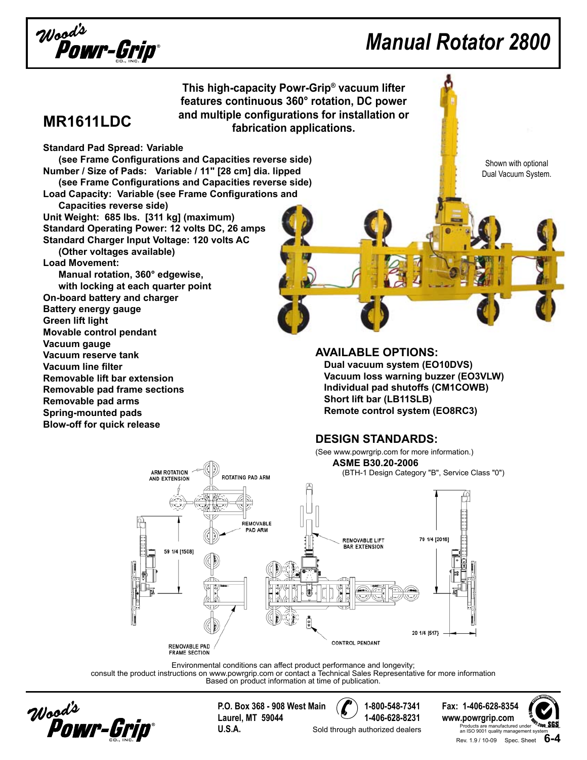# Manual Rotator 2800

## MR1611LDC

**This high-capacity Powr-Grip® vacuum lifter features continuous 360° rotation, DC power and multiple configurations for installation or fabrication applications.**

**Standard Pad Spread: Variable**
**(see Frame Configurations and Capacities reverse side)**
**Number / Size of Pads: Variable / 11" [28 cm] dia. lipped**
**(see Frame Configurations and Capacities reverse side)**
**Load Capacity: Variable (see Frame Configurations and Capacities reverse side)**
**Unit Weight: 685 lbs. [311 kg] (maximum)**
**Standard Operating Power: 12 volts DC, 26 amps**
**Standard Charger Input Voltage: 120 volts AC**
**(Other voltages available)**
**Load Movement:**
**Manual rotation, 360° edgewise, with locking at each quarter point**
**On-board battery and charger**
**Battery energy gauge**
**Green lift light**
**Movable control pendant**
**Vacuum gauge**
**Vacuum reserve tank**
**Vacuum line filter**
**Removable lift bar extension**
**Removable pad frame sections**
**Removable pad arms**
**Spring-mounted pads**
**Blow-off for quick release**

Shown with optional Dual Vacuum System.

### AVAILABLE OPTIONS:

**Dual vacuum system (EO10DVS)**
**Vacuum loss warning buzzer (EO3VLW)**
**Individual pad shutoffs (CM1COWB)**
**Short lift bar (LB11SLB)**
**Remote control system (EO8RC3)**

### DESIGN STANDARDS:

(See www.powrgrip.com for more information.)

**ASME B30.20-2006**
(BTH-1 Design Category "B", Service Class "0")

ARM ROTATION AND EXTENSION
ROTATING PAD ARM
REMOVABLE PAD ARM
REMOVABLE LIFT BAR EXTENSION
59 1/4 [1508]
79 1/4 [2016]
20 1/4 [517]
CONTROL PENDANT
REMOVABLE PAD FRAME SECTION

Environmental conditions can affect product performance and longevity;
consult the product instructions on www.powrgrip.com or contact a Technical Sales Representative for more information
Based on product information at time of publication.

Wood's Powr-Grip® Co., Inc.
P.O. Box 368 - 908 West Main
Laurel, MT 59044
U.S.A.

1-800-548-7341
1-406-628-8231
Sold through authorized dealers

Fax: 1-406-628-8354
www.powrgrip.com
Products are manufactured under an ISO 9001 quality management system

Rev. 1.9 / 10-09 Spec. Sheet 6-4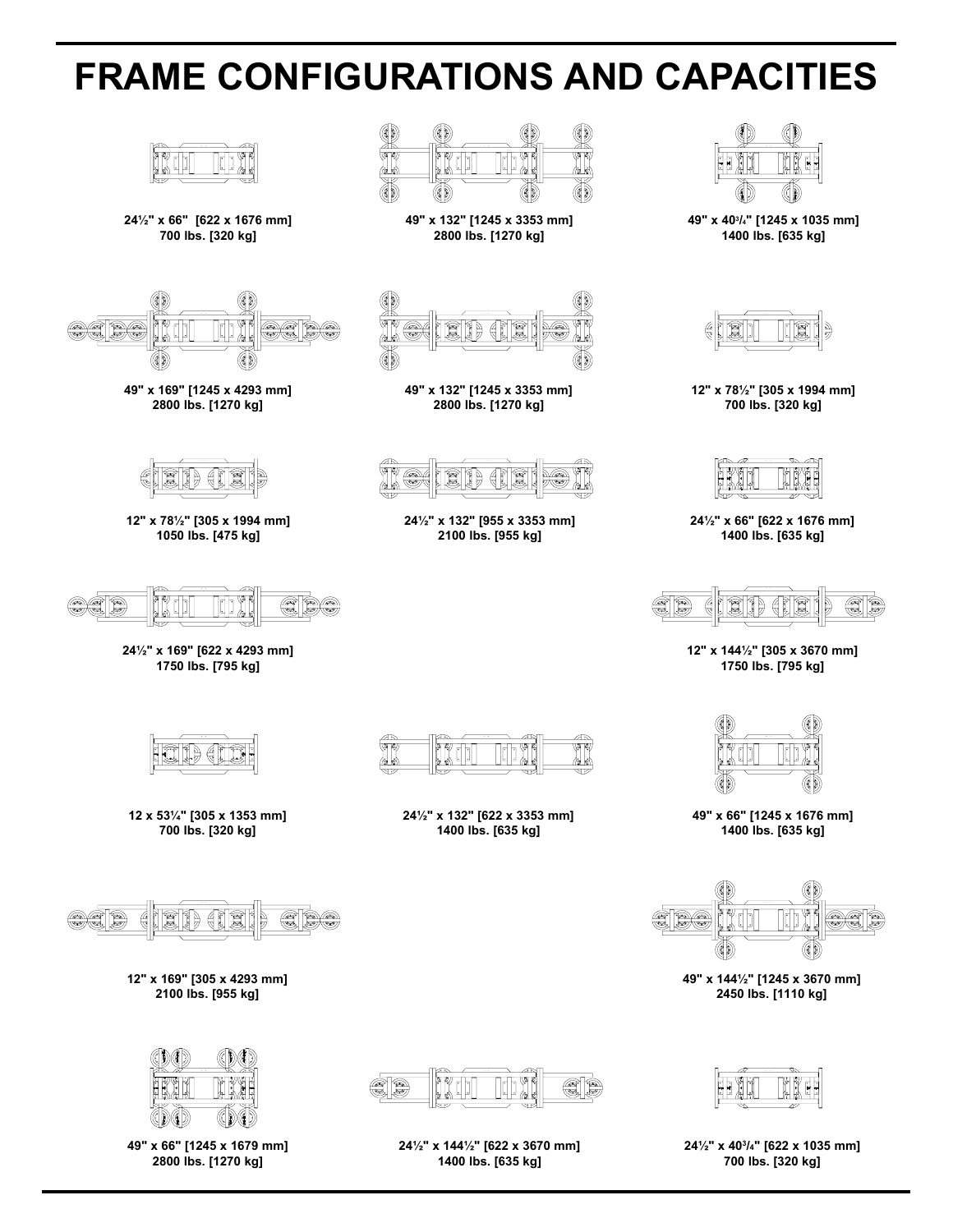# FRAME CONFIGURATIONS AND CAPACITIES

**24½" x 66" [622 x 1676 mm]**
**700 lbs. [320 kg]**

**49" x 132" [1245 x 3353 mm]**
**2800 lbs. [1270 kg]**

**49" x 40¾" [1245 x 1035 mm]**
**1400 lbs. [635 kg]**

**49" x 169" [1245 x 4293 mm]**
**2800 lbs. [1270 kg]**

**49" x 132" [1245 x 3353 mm]**
**2800 lbs. [1270 kg]**

**12" x 78½" [305 x 1994 mm]**
**700 lbs. [320 kg]**

**12" x 78½" [305 x 1994 mm]**
**1050 lbs. [475 kg]**

**24½" x 132" [955 x 3353 mm]**
**2100 lbs. [955 kg]**

**24½" x 66" [622 x 1676 mm]**
**1400 lbs. [635 kg]**

**24½" x 169" [622 x 4293 mm]**
**1750 lbs. [795 kg]**

**12" x 144½" [305 x 3670 mm]**
**1750 lbs. [795 kg]**

**12 x 53¼" [305 x 1353 mm]**
**700 lbs. [320 kg]**

**24½" x 132" [622 x 3353 mm]**
**1400 lbs. [635 kg]**

**49" x 66" [1245 x 1676 mm]**
**1400 lbs. [635 kg]**

**12" x 169" [305 x 4293 mm]**
**2100 lbs. [955 kg]**

**49" x 144½" [1245 x 3670 mm]**
**2450 lbs. [1110 kg]**

**49" x 66" [1245 x 1679 mm]**
**2800 lbs. [1270 kg]**

**24½" x 144½" [622 x 3670 mm]**
**1400 lbs. [635 kg]**

**24½" x 40¾" [622 x 1035 mm]**
**700 lbs. [320 kg]**